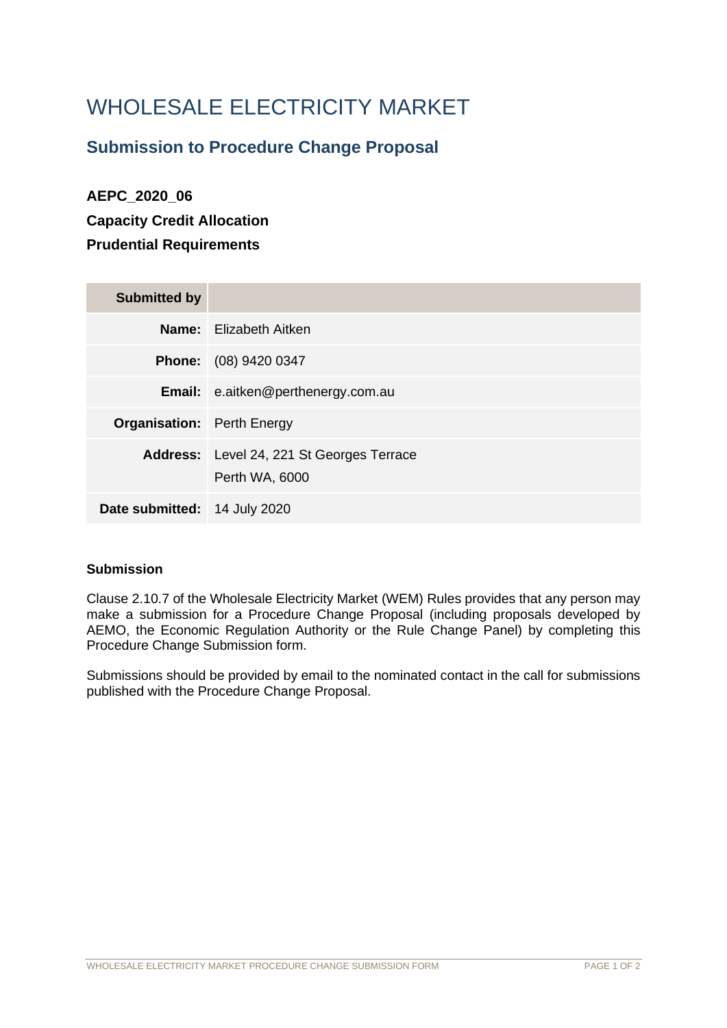# WHOLESALE ELECTRICITY MARKET

## Submission to Procedure Change Proposal

**AEPC_2020_06**

**Capacity Credit Allocation**

**Prudential Requirements**

| Submitted by | |
|---|---|
| **Name:** | Elizabeth Aitken |
| **Phone:** | (08) 9420 0347 |
| **Email:** | e.aitken@perthenergy.com.au |
| **Organisation:** | Perth Energy |
| **Address:** | Level 24, 221 St Georges Terrace<br>Perth WA, 6000 |
| **Date submitted:** | 14 July 2020 |

### Submission

Clause 2.10.7 of the Wholesale Electricity Market (WEM) Rules provides that any person may make a submission for a Procedure Change Proposal (including proposals developed by AEMO, the Economic Regulation Authority or the Rule Change Panel) by completing this Procedure Change Submission form.

Submissions should be provided by email to the nominated contact in the call for submissions published with the Procedure Change Proposal.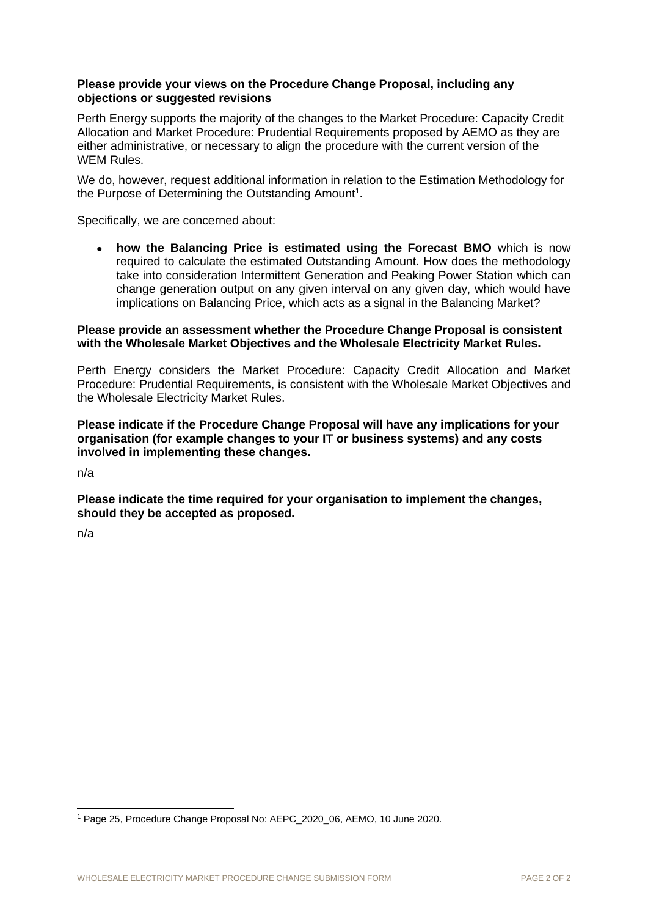**Please provide your views on the Procedure Change Proposal, including any objections or suggested revisions**

Perth Energy supports the majority of the changes to the Market Procedure: Capacity Credit Allocation and Market Procedure: Prudential Requirements proposed by AEMO as they are either administrative, or necessary to align the procedure with the current version of the WEM Rules.

We do, however, request additional information in relation to the Estimation Methodology for the Purpose of Determining the Outstanding Amount[1].

Specifically, we are concerned about:

- **how the Balancing Price is estimated using the Forecast BMO** which is now required to calculate the estimated Outstanding Amount. How does the methodology take into consideration Intermittent Generation and Peaking Power Station which can change generation output on any given interval on any given day, which would have implications on Balancing Price, which acts as a signal in the Balancing Market?

**Please provide an assessment whether the Procedure Change Proposal is consistent with the Wholesale Market Objectives and the Wholesale Electricity Market Rules.**

Perth Energy considers the Market Procedure: Capacity Credit Allocation and Market Procedure: Prudential Requirements, is consistent with the Wholesale Market Objectives and the Wholesale Electricity Market Rules.

**Please indicate if the Procedure Change Proposal will have any implications for your organisation (for example changes to your IT or business systems) and any costs involved in implementing these changes.**

n/a

**Please indicate the time required for your organisation to implement the changes, should they be accepted as proposed.**

n/a

[1] Page 25, Procedure Change Proposal No: AEPC_2020_06, AEMO, 10 June 2020.